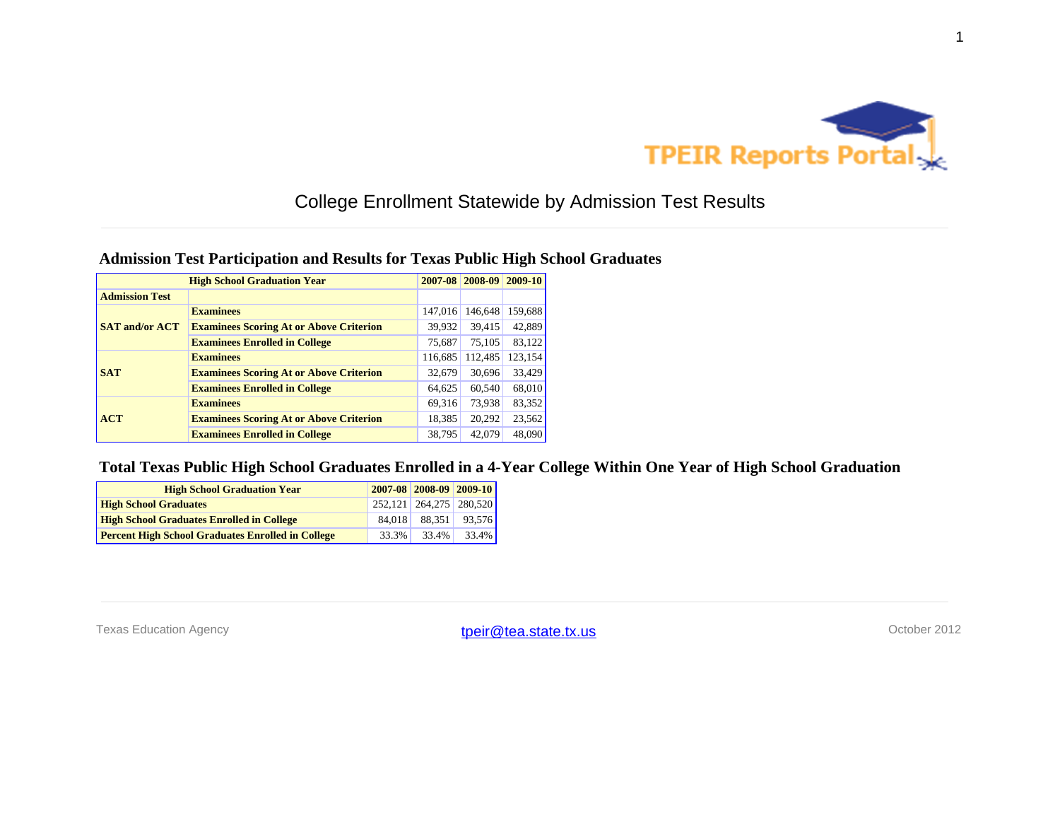TPEIR Reports Portal

# College Enrollment Statewide by Admission Test Results

## Admission Test Participation and Results for Texas Public High School Graduates

| High School Graduation Year | | 2007-08 | 2008-09 | 2009-10 |
|---|---|---|---|---|
| **Admission Test** | | | | |
| **SAT and/or ACT** | **Examinees** | 147,016 | 146,648 | 159,688 |
| | **Examinees Scoring At or Above Criterion** | 39,932 | 39,415 | 42,889 |
| | **Examinees Enrolled in College** | 75,687 | 75,105 | 83,122 |
| **SAT** | **Examinees** | 116,685 | 112,485 | 123,154 |
| | **Examinees Scoring At or Above Criterion** | 32,679 | 30,696 | 33,429 |
| | **Examinees Enrolled in College** | 64,625 | 60,540 | 68,010 |
| **ACT** | **Examinees** | 69,316 | 73,938 | 83,352 |
| | **Examinees Scoring At or Above Criterion** | 18,385 | 20,292 | 23,562 |
| | **Examinees Enrolled in College** | 38,795 | 42,079 | 48,090 |

## Total Texas Public High School Graduates Enrolled in a 4-Year College Within One Year of High School Graduation

| High School Graduation Year | 2007-08 | 2008-09 | 2009-10 |
|---|---|---|---|
| **High School Graduates** | 252,121 | 264,275 | 280,520 |
| **High School Graduates Enrolled in College** | 84,018 | 88,351 | 93,576 |
| **Percent High School Graduates Enrolled in College** | 33.3% | 33.4% | 33.4% |

Texas Education Agency | tpeir@tea.state.tx.us | October 2012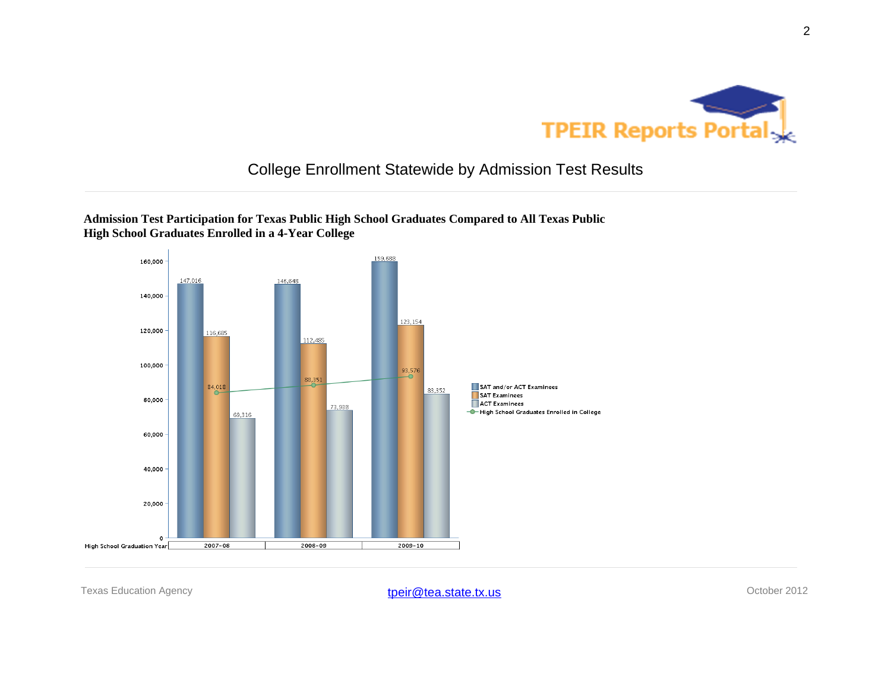# College Enrollment Statewide by Admission Test Results

**Admission Test Participation for Texas Public High School Graduates Compared to All Texas Public High School Graduates Enrolled in a 4-Year College**

| High School Graduation Year | SAT and/or ACT Examinees | SAT Examinees | ACT Examinees | High School Graduates Enrolled in College |
|---|---|---|---|---|
| 2007-08 | 147,016 | 116,685 | 69,316 | 84,018 |
| 2008-09 | 146,648 | 112,485 | 73,938 | 88,351 |
| 2009-10 | 159,688 | 123,154 | 83,352 | 93,576 |

Texas Education Agency

tpeir@tea.state.tx.us

October 2012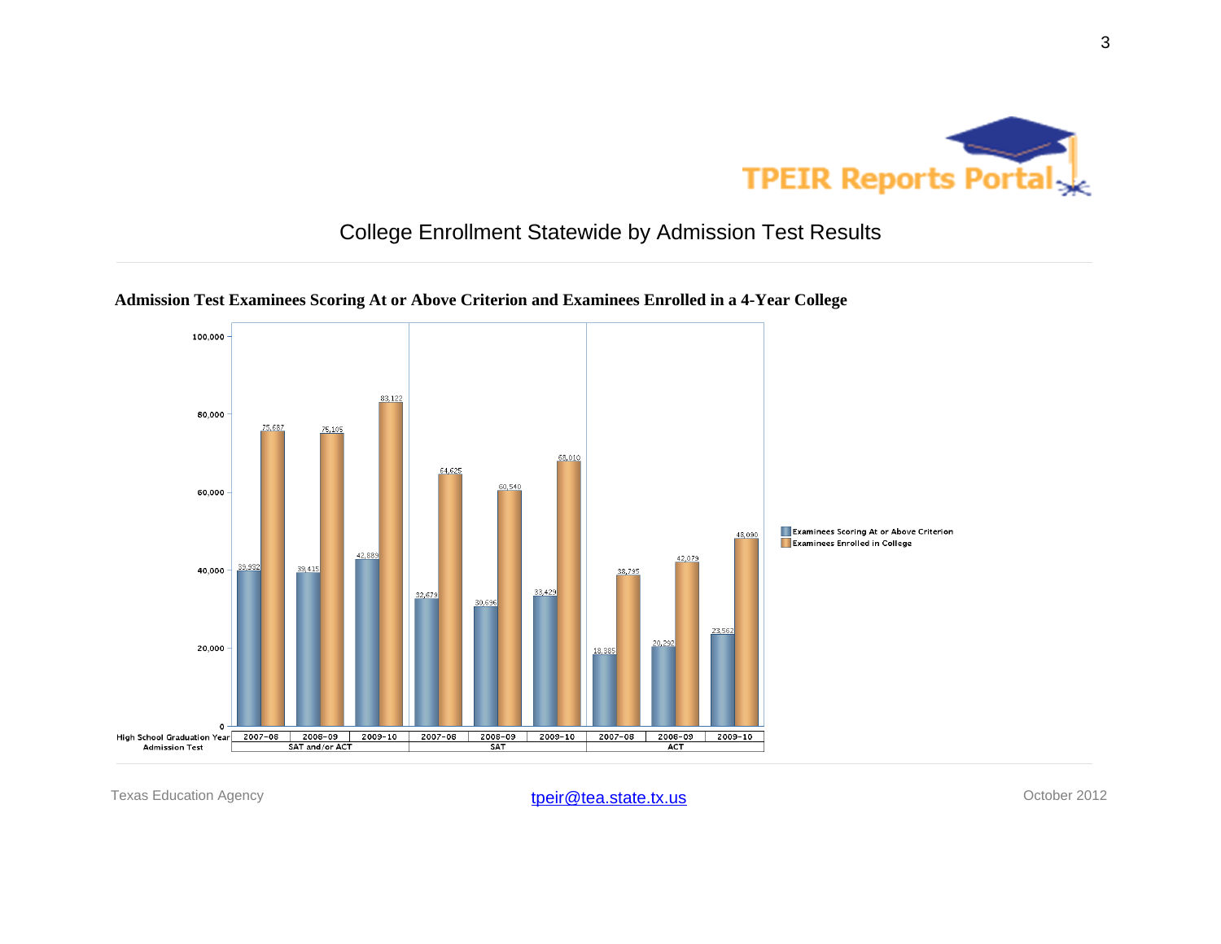# College Enrollment Statewide by Admission Test Results

**Admission Test Examinees Scoring At or Above Criterion and Examinees Enrolled in a 4-Year College**

| Admission Test | High School Graduation Year | Examinees Scoring At or Above Criterion | Examinees Enrolled in College |
|---|---|---|---|
| SAT and/or ACT | 2007–08 | 39,992 | 75,687 |
| | 2008–09 | 39,415 | 75,105 |
| | 2009–10 | 42,889 | 83,122 |
| SAT | 2007–08 | 32,679 | 64,625 |
| | 2008–09 | 30,696 | 60,540 |
| | 2009–10 | 33,429 | 68,010 |
| ACT | 2007–08 | 18,885 | 38,795 |
| | 2008–09 | 20,293 | 42,079 |
| | 2009–10 | 23,562 | 48,090 |

Texas Education Agency — tpeir@tea.state.tx.us — October 2012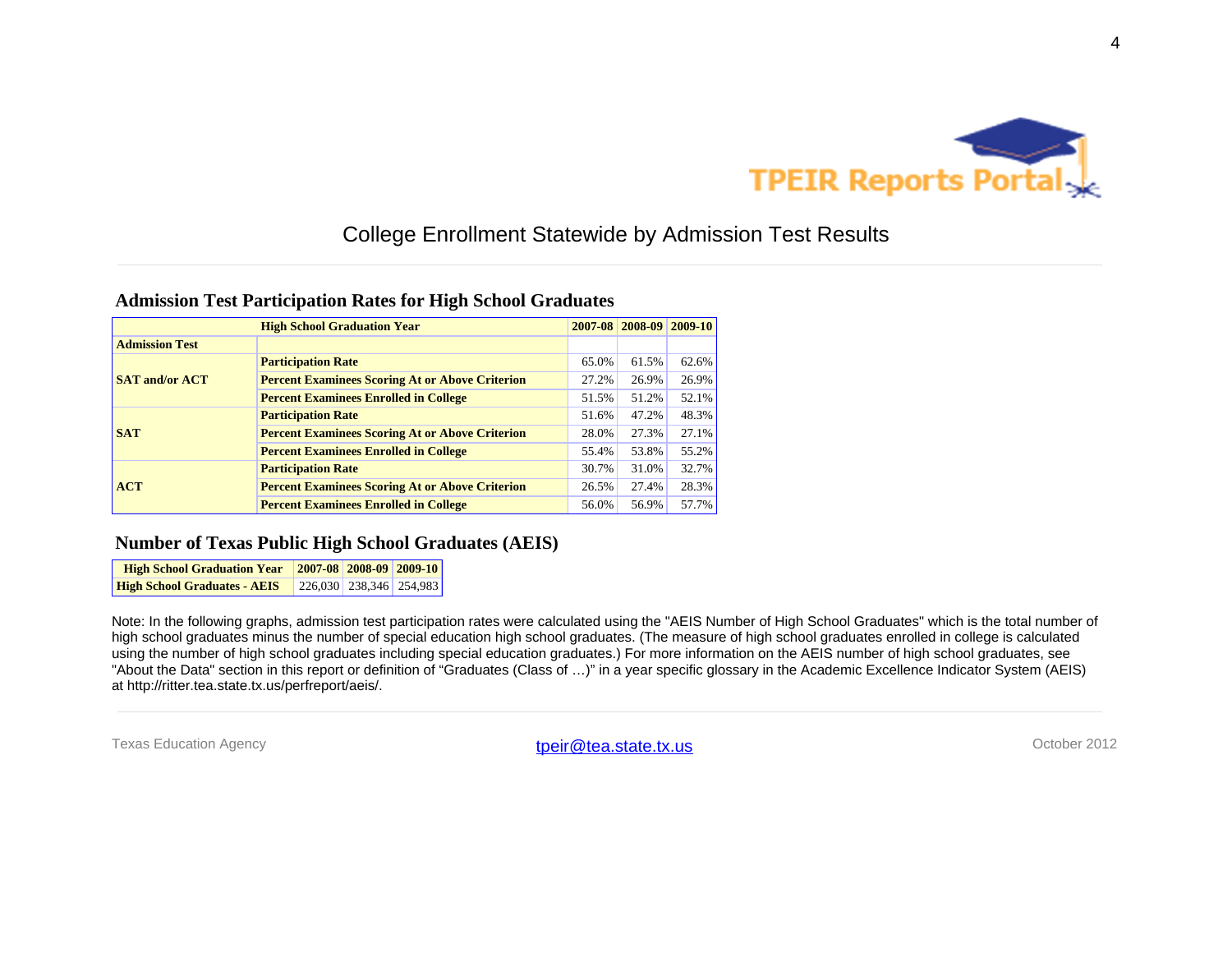# College Enrollment Statewide by Admission Test Results

## Admission Test Participation Rates for High School Graduates

| | High School Graduation Year | 2007-08 | 2008-09 | 2009-10 |
|---|---|---|---|---|
| **Admission Test** | | | | |
| **SAT and/or ACT** | **Participation Rate** | 65.0% | 61.5% | 62.6% |
| | **Percent Examinees Scoring At or Above Criterion** | 27.2% | 26.9% | 26.9% |
| | **Percent Examinees Enrolled in College** | 51.5% | 51.2% | 52.1% |
| **SAT** | **Participation Rate** | 51.6% | 47.2% | 48.3% |
| | **Percent Examinees Scoring At or Above Criterion** | 28.0% | 27.3% | 27.1% |
| | **Percent Examinees Enrolled in College** | 55.4% | 53.8% | 55.2% |
| **ACT** | **Participation Rate** | 30.7% | 31.0% | 32.7% |
| | **Percent Examinees Scoring At or Above Criterion** | 26.5% | 27.4% | 28.3% |
| | **Percent Examinees Enrolled in College** | 56.0% | 56.9% | 57.7% |

## Number of Texas Public High School Graduates (AEIS)

| High School Graduation Year | 2007-08 | 2008-09 | 2009-10 |
|---|---|---|---|
| **High School Graduates - AEIS** | 226,030 | 238,346 | 254,983 |

Note: In the following graphs, admission test participation rates were calculated using the "AEIS Number of High School Graduates" which is the total number of high school graduates minus the number of special education high school graduates. (The measure of high school graduates enrolled in college is calculated using the number of high school graduates including special education graduates.) For more information on the AEIS number of high school graduates, see "About the Data" section in this report or definition of "Graduates (Class of …)" in a year specific glossary in the Academic Excellence Indicator System (AEIS) at http://ritter.tea.state.tx.us/perfreport/aeis/.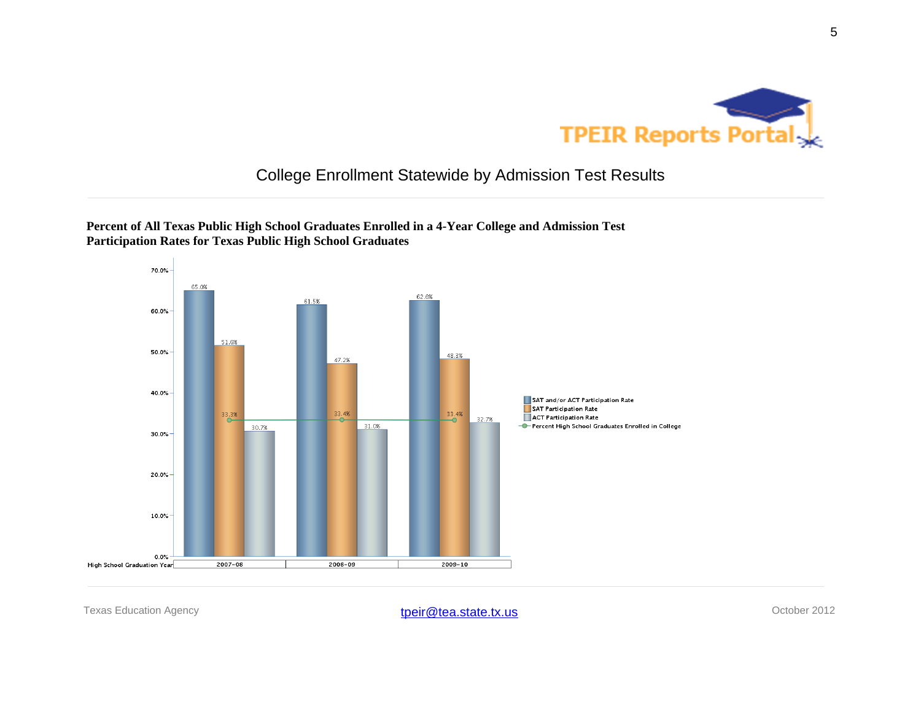# College Enrollment Statewide by Admission Test Results

**Percent of All Texas Public High School Graduates Enrolled in a 4-Year College and Admission Test Participation Rates for Texas Public High School Graduates**

| High School Graduation Year | SAT and/or ACT Participation Rate | SAT Participation Rate | ACT Participation Rate | Percent High School Graduates Enrolled in College |
|---|---|---|---|---|
| 2007-08 | 65.0% | 51.6% | 30.7% | 33.3% |
| 2008-09 | 61.5% | 47.2% | 31.0% | 33.4% |
| 2009-10 | 62.6% | 48.3% | 32.7% | 33.4% |

Texas Education Agency | tpeir@tea.state.tx.us | October 2012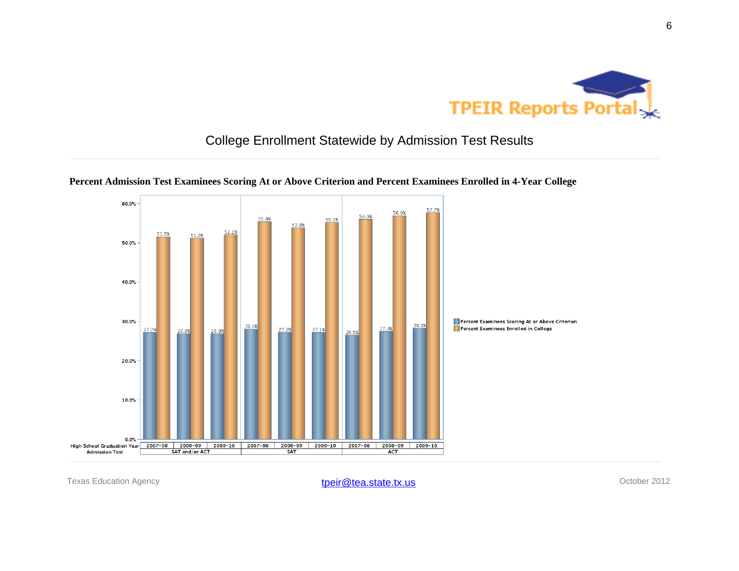# College Enrollment Statewide by Admission Test Results

**Percent Admission Test Examinees Scoring At or Above Criterion and Percent Examinees Enrolled in 4-Year College**

| Admission Test | High School Graduation Year | Percent Examinees Scoring At or Above Criterion | Percent Examinees Enrolled in College |
|---|---|---|---|
| SAT and/or ACT | 2007-08 | 27.2% | 51.5% |
| | 2008-09 | 26.9% | 51.2% |
| | 2009-10 | 26.9% | 52.1% |
| SAT | 2007-08 | 28.0% | 55.4% |
| | 2008-09 | 27.3% | 53.8% |
| | 2009-10 | 27.1% | 55.2% |
| ACT | 2007-08 | 26.5% | 56.0% |
| | 2008-09 | 27.4% | 56.9% |
| | 2009-10 | 28.3% | 57.7% |

Texas Education Agency tpeir@tea.state.tx.us October 2012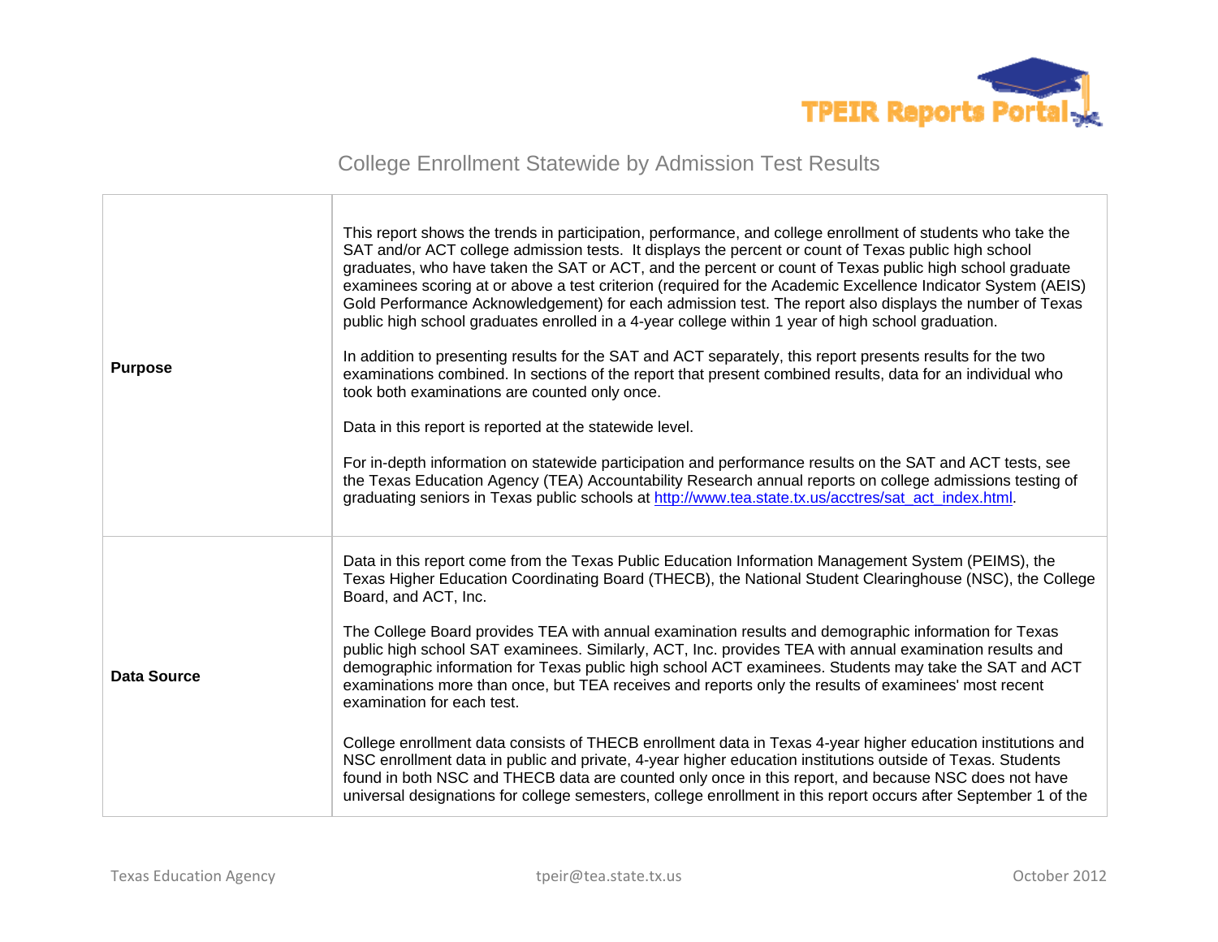## College Enrollment Statewide by Admission Test Results

| | |
|---|---|
| **Purpose** | This report shows the trends in participation, performance, and college enrollment of students who take the SAT and/or ACT college admission tests. It displays the percent or count of Texas public high school graduates, who have taken the SAT or ACT, and the percent or count of Texas public high school graduate examinees scoring at or above a test criterion (required for the Academic Excellence Indicator System (AEIS) Gold Performance Acknowledgement) for each admission test. The report also displays the number of Texas public high school graduates enrolled in a 4-year college within 1 year of high school graduation.<br><br>In addition to presenting results for the SAT and ACT separately, this report presents results for the two examinations combined. In sections of the report that present combined results, data for an individual who took both examinations are counted only once.<br><br>Data in this report is reported at the statewide level.<br><br>For in-depth information on statewide participation and performance results on the SAT and ACT tests, see the Texas Education Agency (TEA) Accountability Research annual reports on college admissions testing of graduating seniors in Texas public schools at [http://www.tea.state.tx.us/acctres/sat_act_index.html](http://www.tea.state.tx.us/acctres/sat_act_index.html). |
| **Data Source** | Data in this report come from the Texas Public Education Information Management System (PEIMS), the Texas Higher Education Coordinating Board (THECB), the National Student Clearinghouse (NSC), the College Board, and ACT, Inc.<br><br>The College Board provides TEA with annual examination results and demographic information for Texas public high school SAT examinees. Similarly, ACT, Inc. provides TEA with annual examination results and demographic information for Texas public high school ACT examinees. Students may take the SAT and ACT examinations more than once, but TEA receives and reports only the results of examinees' most recent examination for each test.<br><br>College enrollment data consists of THECB enrollment data in Texas 4-year higher education institutions and NSC enrollment data in public and private, 4-year higher education institutions outside of Texas. Students found in both NSC and THECB data are counted only once in this report, and because NSC does not have universal designations for college semesters, college enrollment in this report occurs after September 1 of the |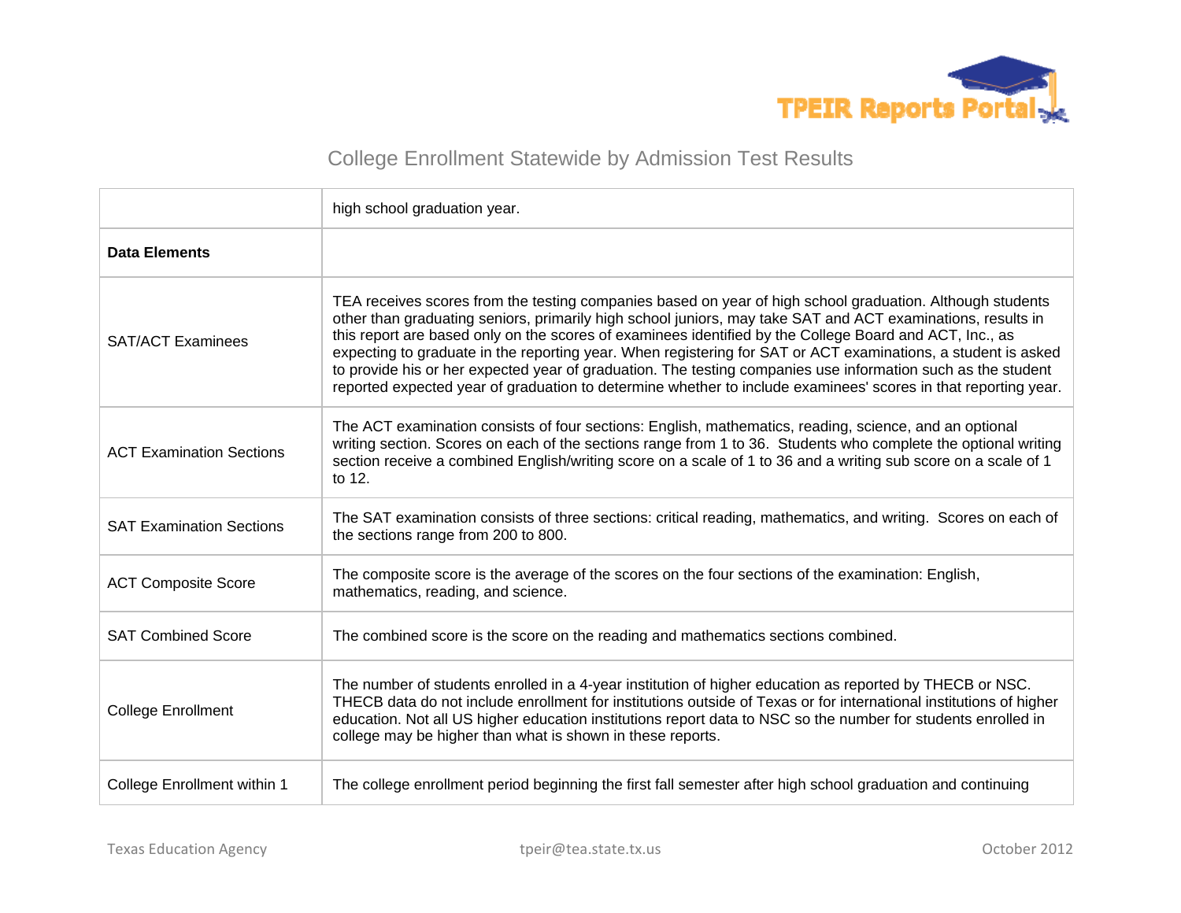# College Enrollment Statewide by Admission Test Results

| | |
|---|---|
| | high school graduation year. |
| **Data Elements** | |
| SAT/ACT Examinees | TEA receives scores from the testing companies based on year of high school graduation. Although students other than graduating seniors, primarily high school juniors, may take SAT and ACT examinations, results in this report are based only on the scores of examinees identified by the College Board and ACT, Inc., as expecting to graduate in the reporting year. When registering for SAT or ACT examinations, a student is asked to provide his or her expected year of graduation. The testing companies use information such as the student reported expected year of graduation to determine whether to include examinees' scores in that reporting year. |
| ACT Examination Sections | The ACT examination consists of four sections: English, mathematics, reading, science, and an optional writing section. Scores on each of the sections range from 1 to 36. Students who complete the optional writing section receive a combined English/writing score on a scale of 1 to 36 and a writing sub score on a scale of 1 to 12. |
| SAT Examination Sections | The SAT examination consists of three sections: critical reading, mathematics, and writing. Scores on each of the sections range from 200 to 800. |
| ACT Composite Score | The composite score is the average of the scores on the four sections of the examination: English, mathematics, reading, and science. |
| SAT Combined Score | The combined score is the score on the reading and mathematics sections combined. |
| College Enrollment | The number of students enrolled in a 4-year institution of higher education as reported by THECB or NSC. THECB data do not include enrollment for institutions outside of Texas or for international institutions of higher education. Not all US higher education institutions report data to NSC so the number for students enrolled in college may be higher than what is shown in these reports. |
| College Enrollment within 1 | The college enrollment period beginning the first fall semester after high school graduation and continuing |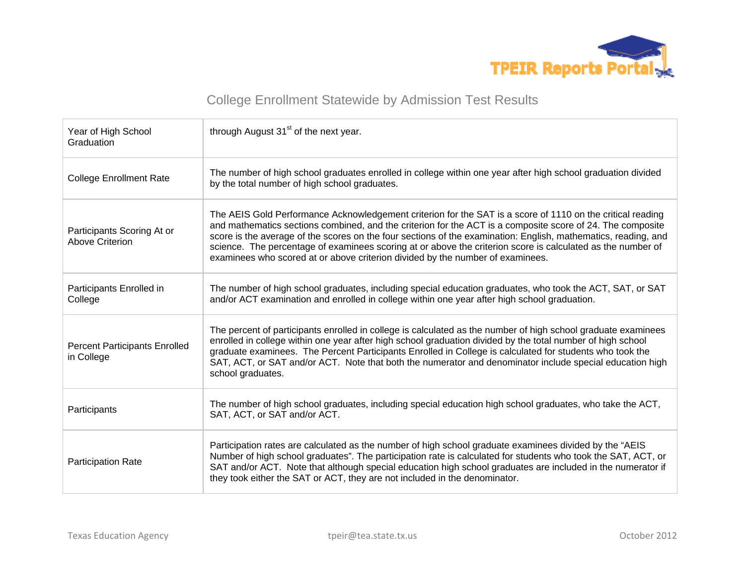## College Enrollment Statewide by Admission Test Results

| | |
|---|---|
| Year of High School Graduation | through August 31st of the next year. |
| College Enrollment Rate | The number of high school graduates enrolled in college within one year after high school graduation divided by the total number of high school graduates. |
| Participants Scoring At or Above Criterion | The AEIS Gold Performance Acknowledgement criterion for the SAT is a score of 1110 on the critical reading and mathematics sections combined, and the criterion for the ACT is a composite score of 24. The composite score is the average of the scores on the four sections of the examination: English, mathematics, reading, and science. The percentage of examinees scoring at or above the criterion score is calculated as the number of examinees who scored at or above criterion divided by the number of examinees. |
| Participants Enrolled in College | The number of high school graduates, including special education graduates, who took the ACT, SAT, or SAT and/or ACT examination and enrolled in college within one year after high school graduation. |
| Percent Participants Enrolled in College | The percent of participants enrolled in college is calculated as the number of high school graduate examinees enrolled in college within one year after high school graduation divided by the total number of high school graduate examinees. The Percent Participants Enrolled in College is calculated for students who took the SAT, ACT, or SAT and/or ACT. Note that both the numerator and denominator include special education high school graduates. |
| Participants | The number of high school graduates, including special education high school graduates, who take the ACT, SAT, ACT, or SAT and/or ACT. |
| Participation Rate | Participation rates are calculated as the number of high school graduate examinees divided by the "AEIS Number of high school graduates". The participation rate is calculated for students who took the SAT, ACT, or SAT and/or ACT. Note that although special education high school graduates are included in the numerator if they took either the SAT or ACT, they are not included in the denominator. |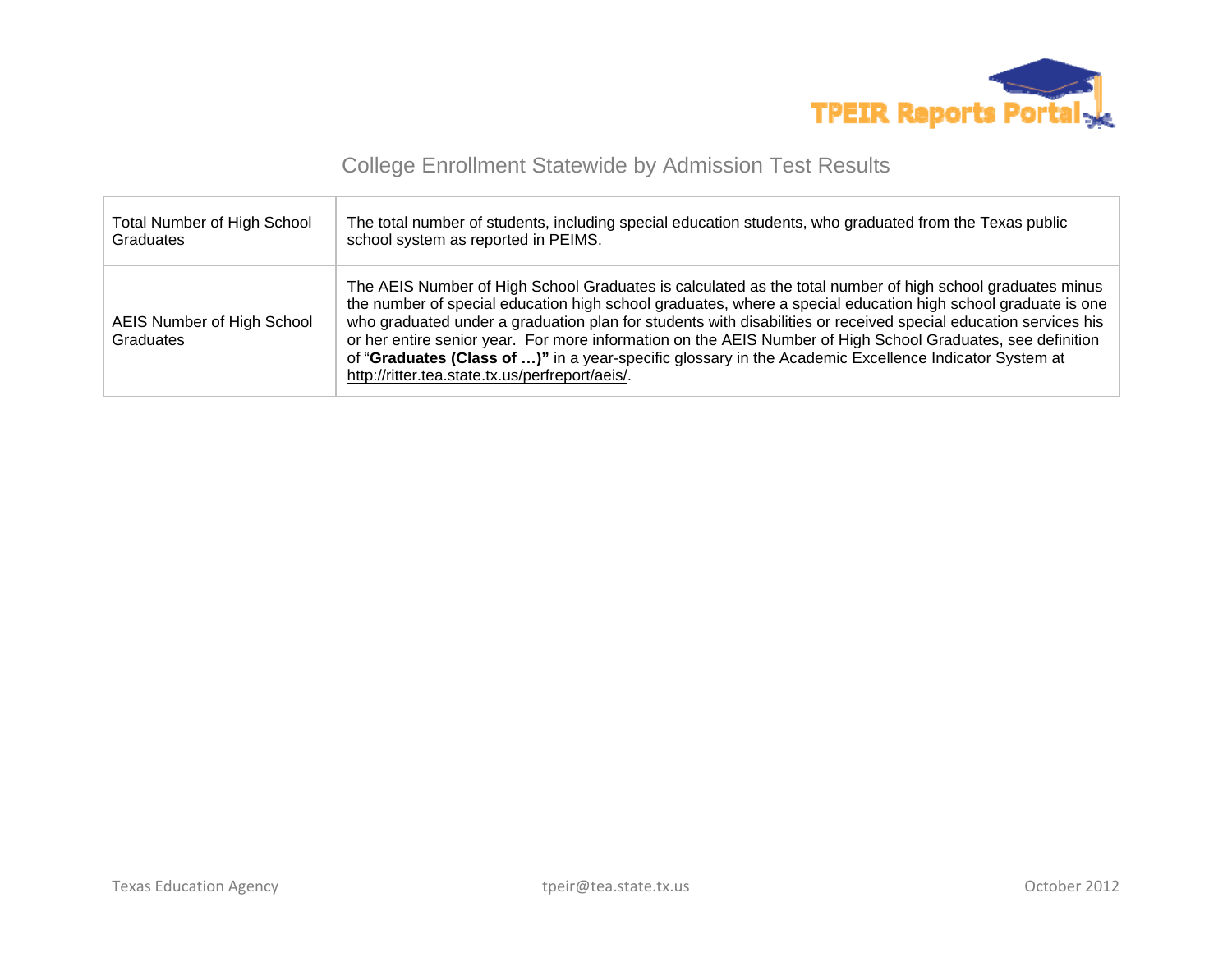## College Enrollment Statewide by Admission Test Results

| | |
|---|---|
| Total Number of High School Graduates | The total number of students, including special education students, who graduated from the Texas public school system as reported in PEIMS. |
| AEIS Number of High School Graduates | The AEIS Number of High School Graduates is calculated as the total number of high school graduates minus the number of special education high school graduates, where a special education high school graduate is one who graduated under a graduation plan for students with disabilities or received special education services his or her entire senior year. For more information on the AEIS Number of High School Graduates, see definition of "**Graduates (Class of …)"** in a year-specific glossary in the Academic Excellence Indicator System at http://ritter.tea.state.tx.us/perfreport/aeis/. |